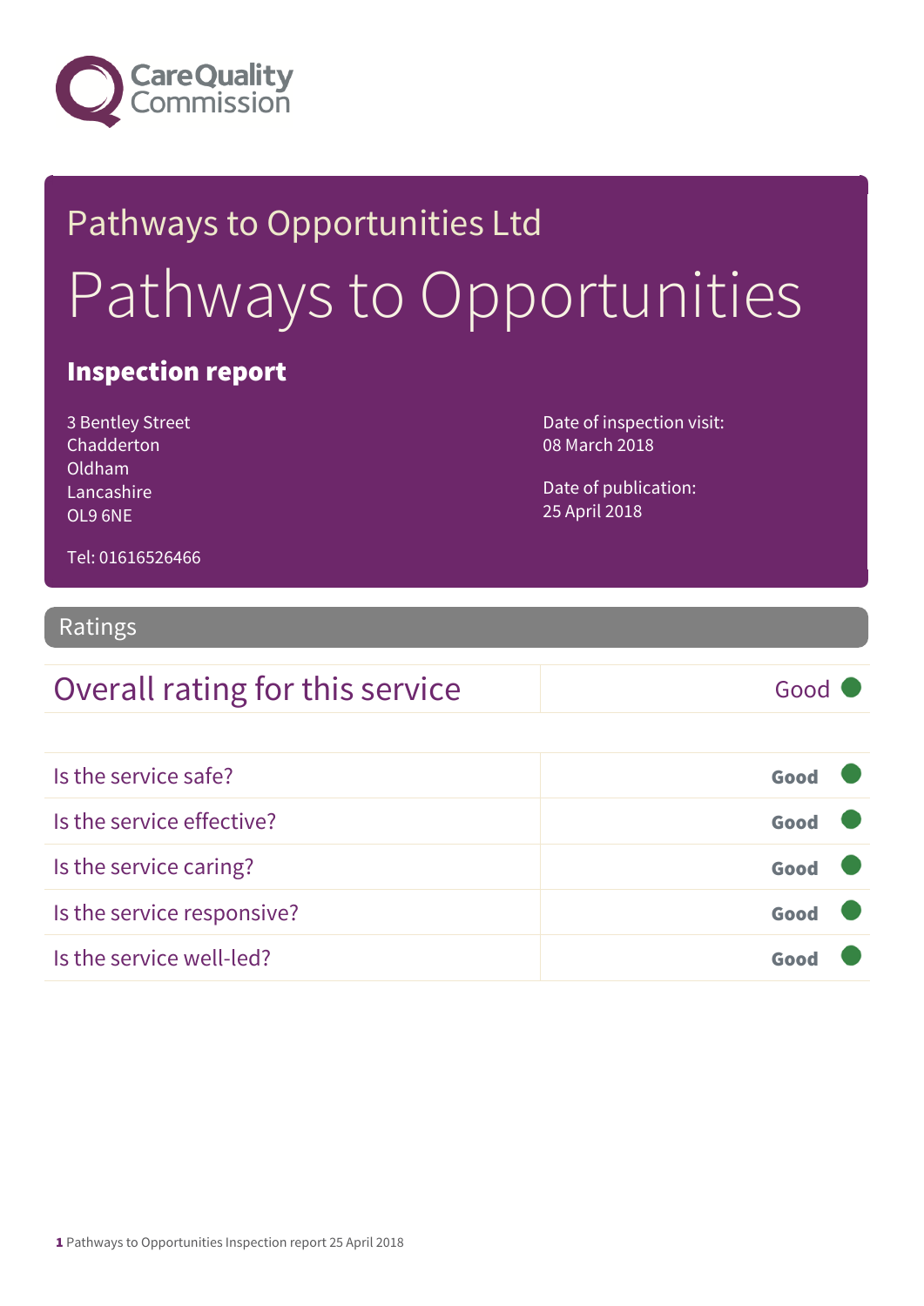Care Quality Commission

Pathways to Opportunities Ltd

# Pathways to Opportunities

## Inspection report

3 Bentley Street
Chadderton
Oldham
Lancashire
OL9 6NE

Tel: 01616526466

Date of inspection visit:
08 March 2018

Date of publication:
25 April 2018

## Ratings

| Overall rating for this service | Good |
|---|---|

| | |
|---|---|
| Is the service safe? | Good |
| Is the service effective? | Good |
| Is the service caring? | Good |
| Is the service responsive? | Good |
| Is the service well-led? | Good |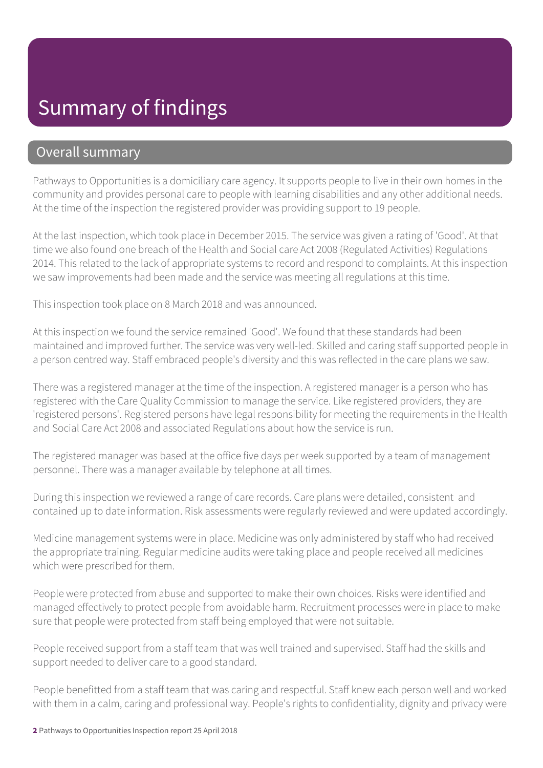# Summary of findings

## Overall summary

Pathways to Opportunities is a domiciliary care agency. It supports people to live in their own homes in the community and provides personal care to people with learning disabilities and any other additional needs. At the time of the inspection the registered provider was providing support to 19 people.

At the last inspection, which took place in December 2015. The service was given a rating of 'Good'. At that time we also found one breach of the Health and Social care Act 2008 (Regulated Activities) Regulations 2014. This related to the lack of appropriate systems to record and respond to complaints. At this inspection we saw improvements had been made and the service was meeting all regulations at this time.

This inspection took place on 8 March 2018 and was announced.

At this inspection we found the service remained 'Good'. We found that these standards had been maintained and improved further. The service was very well-led. Skilled and caring staff supported people in a person centred way. Staff embraced people's diversity and this was reflected in the care plans we saw.

There was a registered manager at the time of the inspection. A registered manager is a person who has registered with the Care Quality Commission to manage the service. Like registered providers, they are 'registered persons'. Registered persons have legal responsibility for meeting the requirements in the Health and Social Care Act 2008 and associated Regulations about how the service is run.

The registered manager was based at the office five days per week supported by a team of management personnel. There was a manager available by telephone at all times.

During this inspection we reviewed a range of care records. Care plans were detailed, consistent and contained up to date information. Risk assessments were regularly reviewed and were updated accordingly.

Medicine management systems were in place. Medicine was only administered by staff who had received the appropriate training. Regular medicine audits were taking place and people received all medicines which were prescribed for them.

People were protected from abuse and supported to make their own choices. Risks were identified and managed effectively to protect people from avoidable harm. Recruitment processes were in place to make sure that people were protected from staff being employed that were not suitable.

People received support from a staff team that was well trained and supervised. Staff had the skills and support needed to deliver care to a good standard.

People benefitted from a staff team that was caring and respectful. Staff knew each person well and worked with them in a calm, caring and professional way. People's rights to confidentiality, dignity and privacy were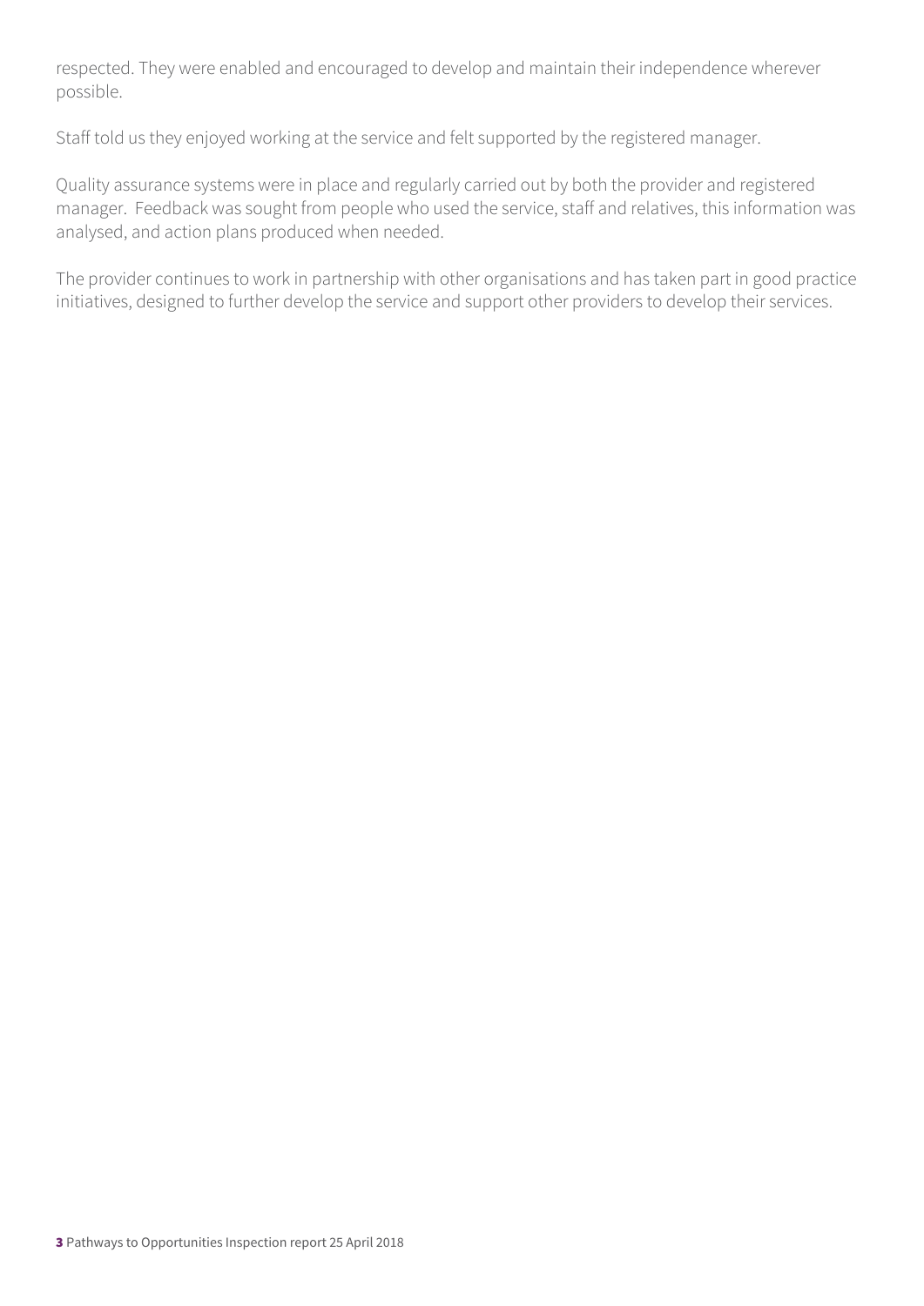respected. They were enabled and encouraged to develop and maintain their independence wherever possible.

Staff told us they enjoyed working at the service and felt supported by the registered manager.

Quality assurance systems were in place and regularly carried out by both the provider and registered manager. Feedback was sought from people who used the service, staff and relatives, this information was analysed, and action plans produced when needed.

The provider continues to work in partnership with other organisations and has taken part in good practice initiatives, designed to further develop the service and support other providers to develop their services.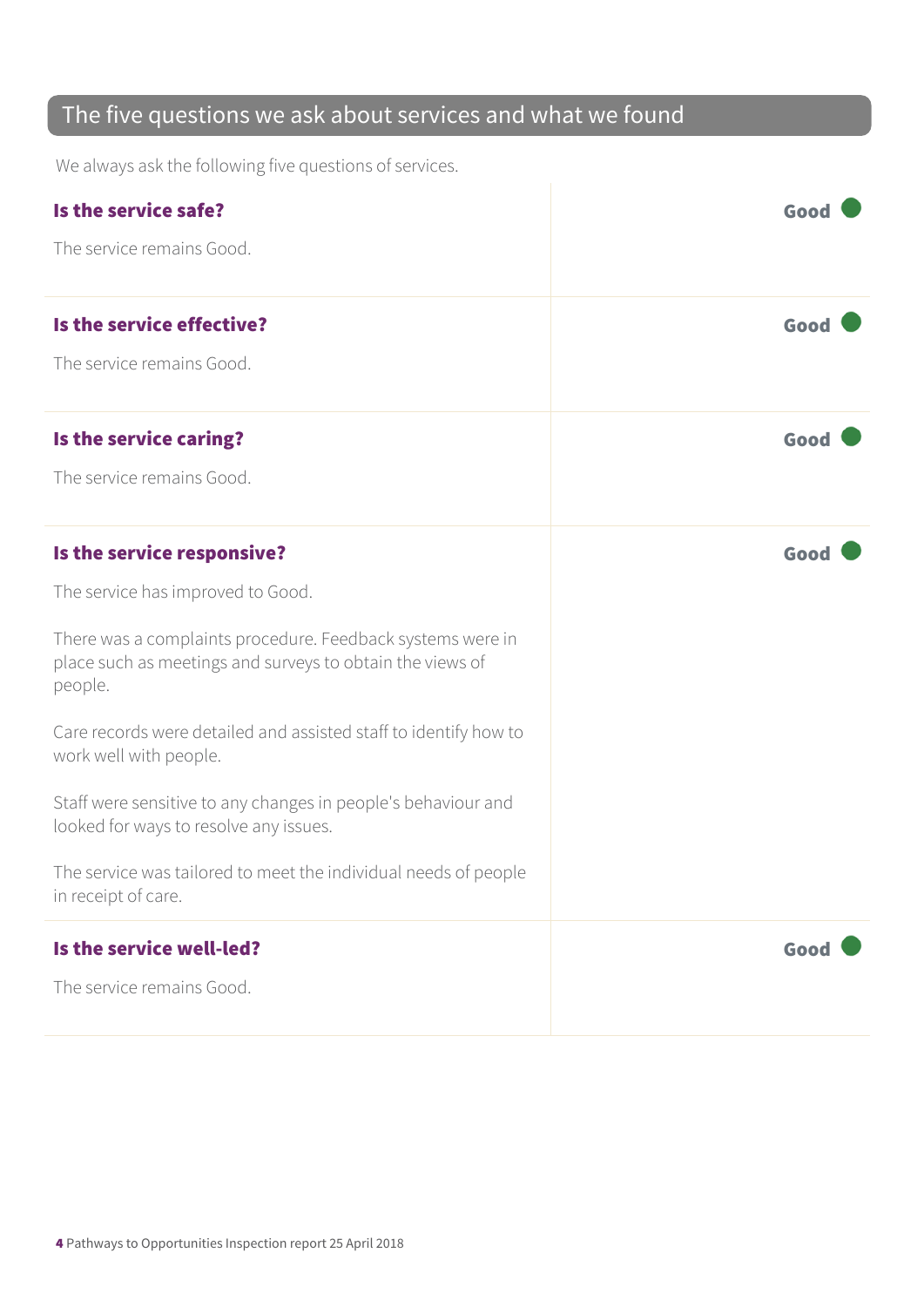## The five questions we ask about services and what we found

We always ask the following five questions of services.

### Is the service safe?

**Good**

The service remains Good.

### Is the service effective?

**Good**

The service remains Good.

### Is the service caring?

**Good**

The service remains Good.

### Is the service responsive?

**Good**

The service has improved to Good.

There was a complaints procedure. Feedback systems were in place such as meetings and surveys to obtain the views of people.

Care records were detailed and assisted staff to identify how to work well with people.

Staff were sensitive to any changes in people's behaviour and looked for ways to resolve any issues.

The service was tailored to meet the individual needs of people in receipt of care.

### Is the service well-led?

**Good**

The service remains Good.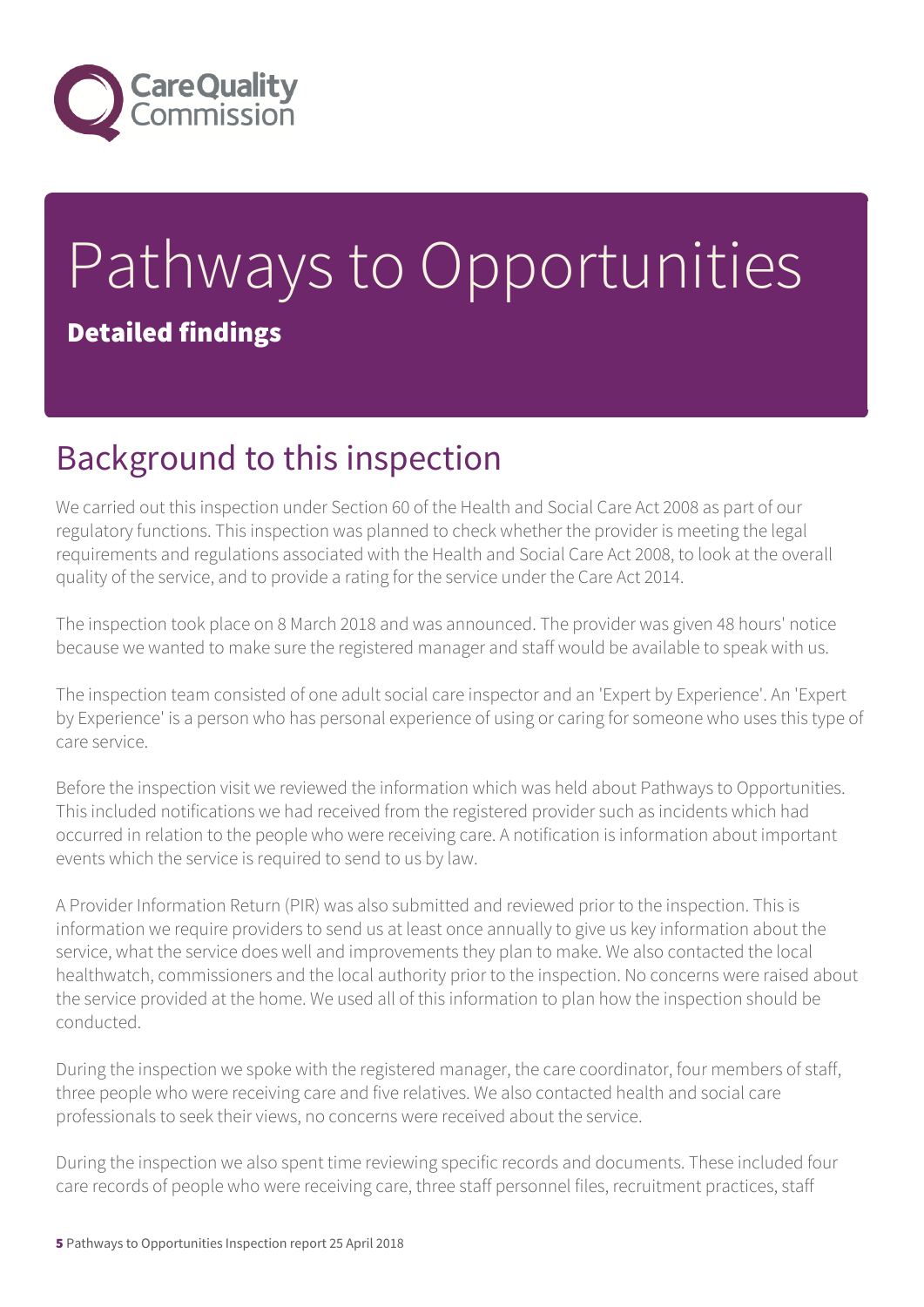# Pathways to Opportunities

**Detailed findings**

## Background to this inspection

We carried out this inspection under Section 60 of the Health and Social Care Act 2008 as part of our regulatory functions. This inspection was planned to check whether the provider is meeting the legal requirements and regulations associated with the Health and Social Care Act 2008, to look at the overall quality of the service, and to provide a rating for the service under the Care Act 2014.

The inspection took place on 8 March 2018 and was announced. The provider was given 48 hours' notice because we wanted to make sure the registered manager and staff would be available to speak with us.

The inspection team consisted of one adult social care inspector and an 'Expert by Experience'. An 'Expert by Experience' is a person who has personal experience of using or caring for someone who uses this type of care service.

Before the inspection visit we reviewed the information which was held about Pathways to Opportunities. This included notifications we had received from the registered provider such as incidents which had occurred in relation to the people who were receiving care. A notification is information about important events which the service is required to send to us by law.

A Provider Information Return (PIR) was also submitted and reviewed prior to the inspection. This is information we require providers to send us at least once annually to give us key information about the service, what the service does well and improvements they plan to make. We also contacted the local healthwatch, commissioners and the local authority prior to the inspection. No concerns were raised about the service provided at the home. We used all of this information to plan how the inspection should be conducted.

During the inspection we spoke with the registered manager, the care coordinator, four members of staff, three people who were receiving care and five relatives. We also contacted health and social care professionals to seek their views, no concerns were received about the service.

During the inspection we also spent time reviewing specific records and documents. These included four care records of people who were receiving care, three staff personnel files, recruitment practices, staff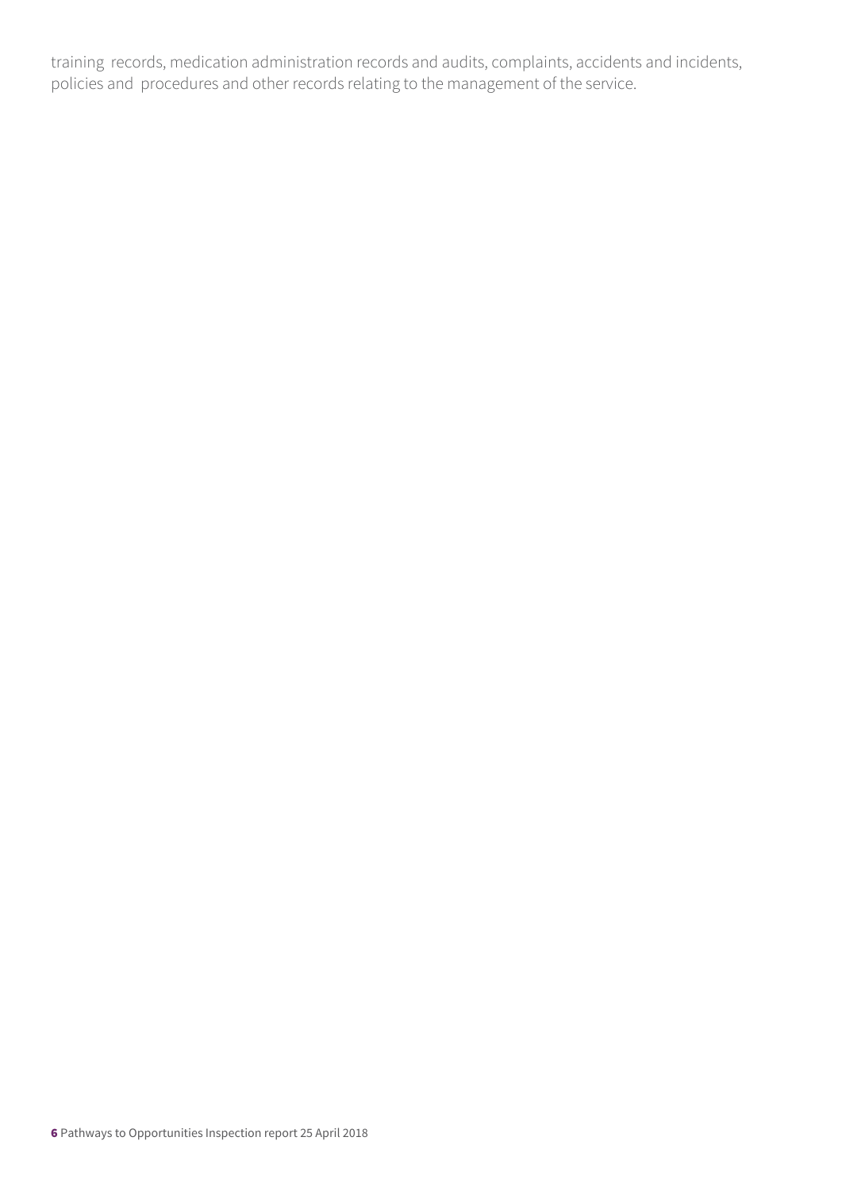training records, medication administration records and audits, complaints, accidents and incidents, policies and procedures and other records relating to the management of the service.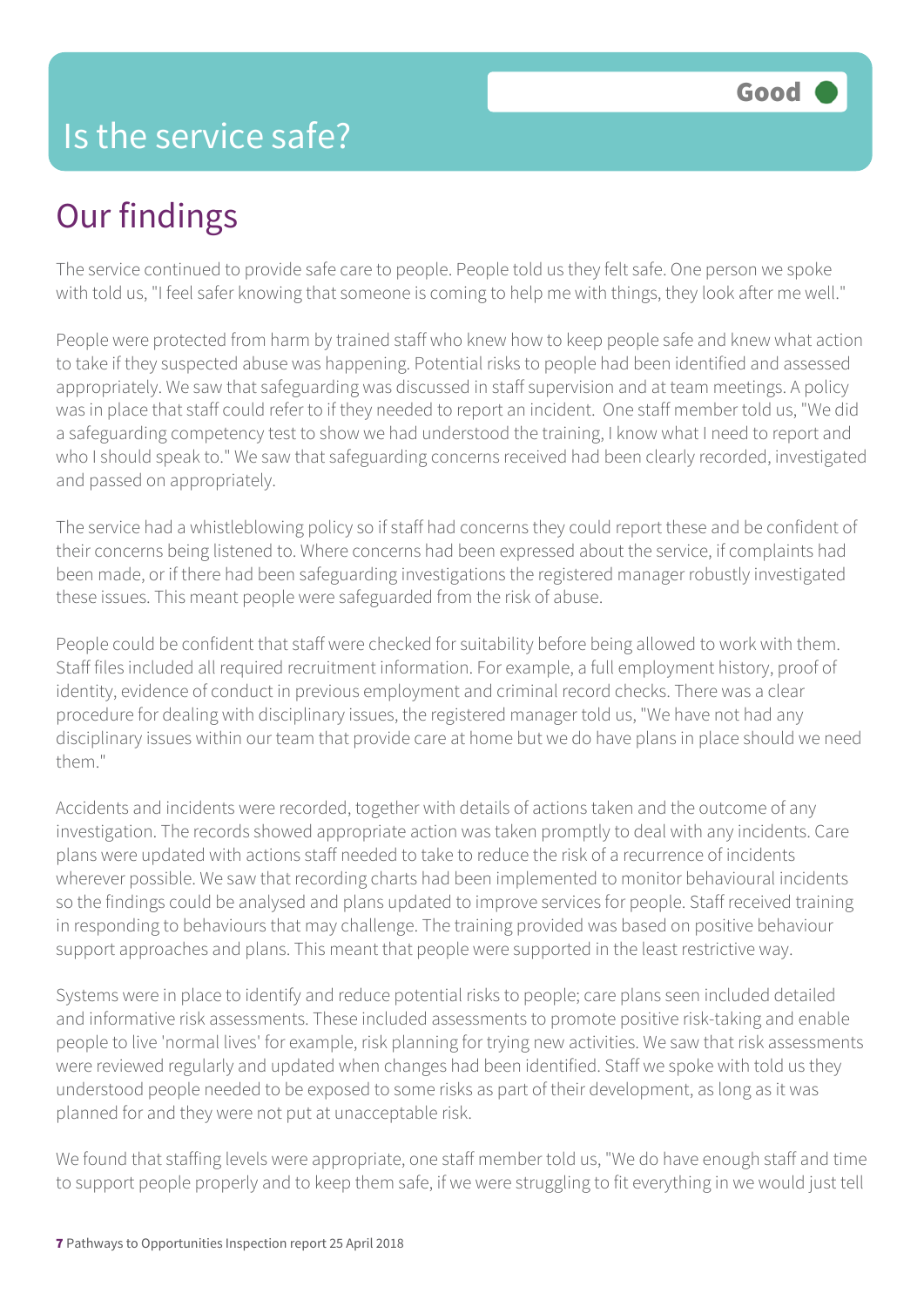# Is the service safe?

Good

## Our findings

The service continued to provide safe care to people. People told us they felt safe. One person we spoke with told us, "I feel safer knowing that someone is coming to help me with things, they look after me well."

People were protected from harm by trained staff who knew how to keep people safe and knew what action to take if they suspected abuse was happening. Potential risks to people had been identified and assessed appropriately. We saw that safeguarding was discussed in staff supervision and at team meetings. A policy was in place that staff could refer to if they needed to report an incident. One staff member told us, "We did a safeguarding competency test to show we had understood the training, I know what I need to report and who I should speak to." We saw that safeguarding concerns received had been clearly recorded, investigated and passed on appropriately.

The service had a whistleblowing policy so if staff had concerns they could report these and be confident of their concerns being listened to. Where concerns had been expressed about the service, if complaints had been made, or if there had been safeguarding investigations the registered manager robustly investigated these issues. This meant people were safeguarded from the risk of abuse.

People could be confident that staff were checked for suitability before being allowed to work with them. Staff files included all required recruitment information. For example, a full employment history, proof of identity, evidence of conduct in previous employment and criminal record checks. There was a clear procedure for dealing with disciplinary issues, the registered manager told us, "We have not had any disciplinary issues within our team that provide care at home but we do have plans in place should we need them."

Accidents and incidents were recorded, together with details of actions taken and the outcome of any investigation. The records showed appropriate action was taken promptly to deal with any incidents. Care plans were updated with actions staff needed to take to reduce the risk of a recurrence of incidents wherever possible. We saw that recording charts had been implemented to monitor behavioural incidents so the findings could be analysed and plans updated to improve services for people. Staff received training in responding to behaviours that may challenge. The training provided was based on positive behaviour support approaches and plans. This meant that people were supported in the least restrictive way.

Systems were in place to identify and reduce potential risks to people; care plans seen included detailed and informative risk assessments. These included assessments to promote positive risk-taking and enable people to live 'normal lives' for example, risk planning for trying new activities. We saw that risk assessments were reviewed regularly and updated when changes had been identified. Staff we spoke with told us they understood people needed to be exposed to some risks as part of their development, as long as it was planned for and they were not put at unacceptable risk.

We found that staffing levels were appropriate, one staff member told us, "We do have enough staff and time to support people properly and to keep them safe, if we were struggling to fit everything in we would just tell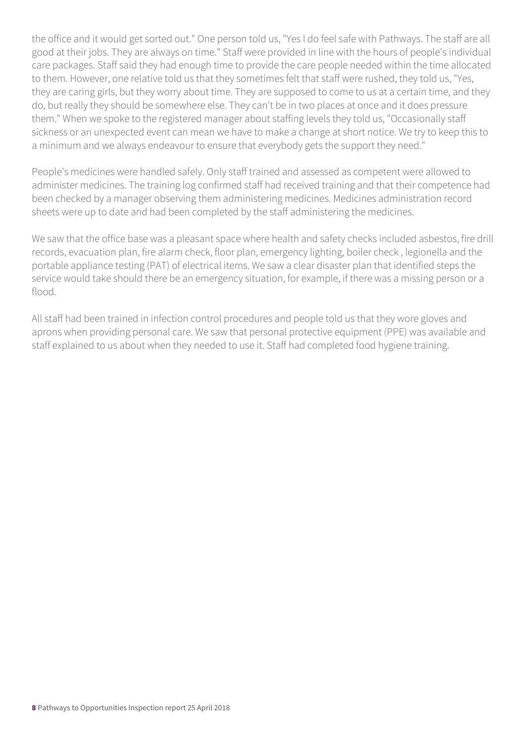the office and it would get sorted out." One person told us, "Yes I do feel safe with Pathways. The staff are all good at their jobs. They are always on time." Staff were provided in line with the hours of people's individual care packages. Staff said they had enough time to provide the care people needed within the time allocated to them. However, one relative told us that they sometimes felt that staff were rushed, they told us, "Yes, they are caring girls, but they worry about time. They are supposed to come to us at a certain time, and they do, but really they should be somewhere else. They can't be in two places at once and it does pressure them." When we spoke to the registered manager about staffing levels they told us, "Occasionally staff sickness or an unexpected event can mean we have to make a change at short notice. We try to keep this to a minimum and we always endeavour to ensure that everybody gets the support they need."

People's medicines were handled safely. Only staff trained and assessed as competent were allowed to administer medicines. The training log confirmed staff had received training and that their competence had been checked by a manager observing them administering medicines. Medicines administration record sheets were up to date and had been completed by the staff administering the medicines.

We saw that the office base was a pleasant space where health and safety checks included asbestos, fire drill records, evacuation plan, fire alarm check, floor plan, emergency lighting, boiler check , legionella and the portable appliance testing (PAT) of electrical items. We saw a clear disaster plan that identified steps the service would take should there be an emergency situation, for example, if there was a missing person or a flood.

All staff had been trained in infection control procedures and people told us that they wore gloves and aprons when providing personal care. We saw that personal protective equipment (PPE) was available and staff explained to us about when they needed to use it. Staff had completed food hygiene training.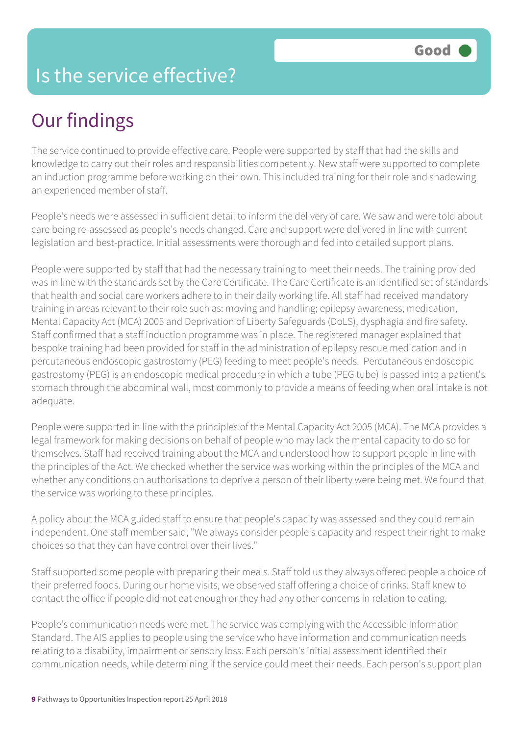# Is the service effective?

Good

## Our findings

The service continued to provide effective care. People were supported by staff that had the skills and knowledge to carry out their roles and responsibilities competently. New staff were supported to complete an induction programme before working on their own. This included training for their role and shadowing an experienced member of staff.

People's needs were assessed in sufficient detail to inform the delivery of care. We saw and were told about care being re-assessed as people's needs changed. Care and support were delivered in line with current legislation and best-practice. Initial assessments were thorough and fed into detailed support plans.

People were supported by staff that had the necessary training to meet their needs. The training provided was in line with the standards set by the Care Certificate. The Care Certificate is an identified set of standards that health and social care workers adhere to in their daily working life. All staff had received mandatory training in areas relevant to their role such as: moving and handling; epilepsy awareness, medication, Mental Capacity Act (MCA) 2005 and Deprivation of Liberty Safeguards (DoLS), dysphagia and fire safety. Staff confirmed that a staff induction programme was in place. The registered manager explained that bespoke training had been provided for staff in the administration of epilepsy rescue medication and in percutaneous endoscopic gastrostomy (PEG) feeding to meet people's needs. Percutaneous endoscopic gastrostomy (PEG) is an endoscopic medical procedure in which a tube (PEG tube) is passed into a patient's stomach through the abdominal wall, most commonly to provide a means of feeding when oral intake is not adequate.

People were supported in line with the principles of the Mental Capacity Act 2005 (MCA). The MCA provides a legal framework for making decisions on behalf of people who may lack the mental capacity to do so for themselves. Staff had received training about the MCA and understood how to support people in line with the principles of the Act. We checked whether the service was working within the principles of the MCA and whether any conditions on authorisations to deprive a person of their liberty were being met. We found that the service was working to these principles.

A policy about the MCA guided staff to ensure that people's capacity was assessed and they could remain independent. One staff member said, "We always consider people's capacity and respect their right to make choices so that they can have control over their lives."

Staff supported some people with preparing their meals. Staff told us they always offered people a choice of their preferred foods. During our home visits, we observed staff offering a choice of drinks. Staff knew to contact the office if people did not eat enough or they had any other concerns in relation to eating.

People's communication needs were met. The service was complying with the Accessible Information Standard. The AIS applies to people using the service who have information and communication needs relating to a disability, impairment or sensory loss. Each person's initial assessment identified their communication needs, while determining if the service could meet their needs. Each person's support plan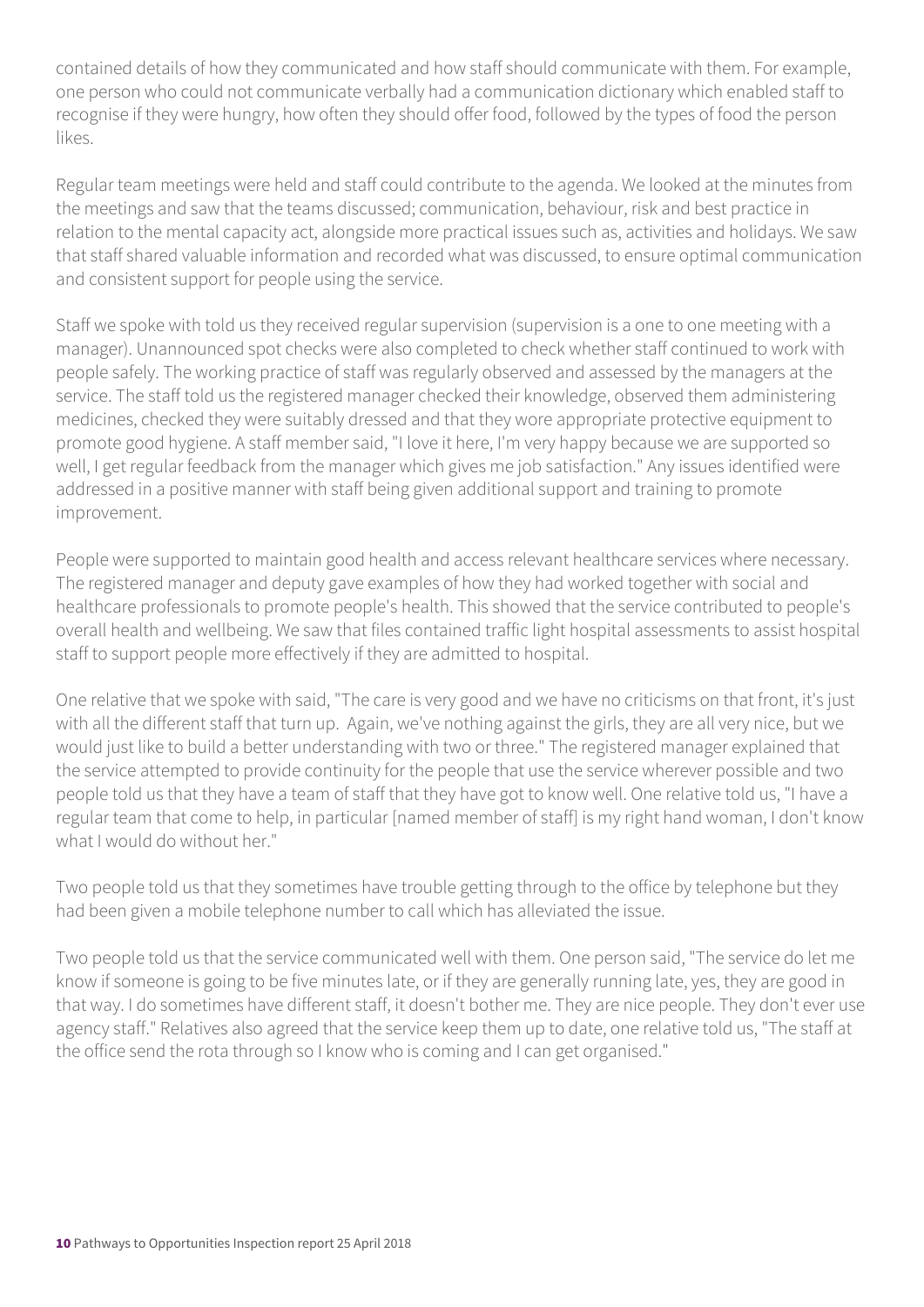contained details of how they communicated and how staff should communicate with them. For example, one person who could not communicate verbally had a communication dictionary which enabled staff to recognise if they were hungry, how often they should offer food, followed by the types of food the person likes.

Regular team meetings were held and staff could contribute to the agenda. We looked at the minutes from the meetings and saw that the teams discussed; communication, behaviour, risk and best practice in relation to the mental capacity act, alongside more practical issues such as, activities and holidays. We saw that staff shared valuable information and recorded what was discussed, to ensure optimal communication and consistent support for people using the service.

Staff we spoke with told us they received regular supervision (supervision is a one to one meeting with a manager). Unannounced spot checks were also completed to check whether staff continued to work with people safely. The working practice of staff was regularly observed and assessed by the managers at the service. The staff told us the registered manager checked their knowledge, observed them administering medicines, checked they were suitably dressed and that they wore appropriate protective equipment to promote good hygiene. A staff member said, "I love it here, I'm very happy because we are supported so well, I get regular feedback from the manager which gives me job satisfaction." Any issues identified were addressed in a positive manner with staff being given additional support and training to promote improvement.

People were supported to maintain good health and access relevant healthcare services where necessary. The registered manager and deputy gave examples of how they had worked together with social and healthcare professionals to promote people's health. This showed that the service contributed to people's overall health and wellbeing. We saw that files contained traffic light hospital assessments to assist hospital staff to support people more effectively if they are admitted to hospital.

One relative that we spoke with said, "The care is very good and we have no criticisms on that front, it's just with all the different staff that turn up. Again, we've nothing against the girls, they are all very nice, but we would just like to build a better understanding with two or three." The registered manager explained that the service attempted to provide continuity for the people that use the service wherever possible and two people told us that they have a team of staff that they have got to know well. One relative told us, "I have a regular team that come to help, in particular [named member of staff] is my right hand woman, I don't know what I would do without her."

Two people told us that they sometimes have trouble getting through to the office by telephone but they had been given a mobile telephone number to call which has alleviated the issue.

Two people told us that the service communicated well with them. One person said, "The service do let me know if someone is going to be five minutes late, or if they are generally running late, yes, they are good in that way. I do sometimes have different staff, it doesn't bother me. They are nice people. They don't ever use agency staff." Relatives also agreed that the service keep them up to date, one relative told us, "The staff at the office send the rota through so I know who is coming and I can get organised."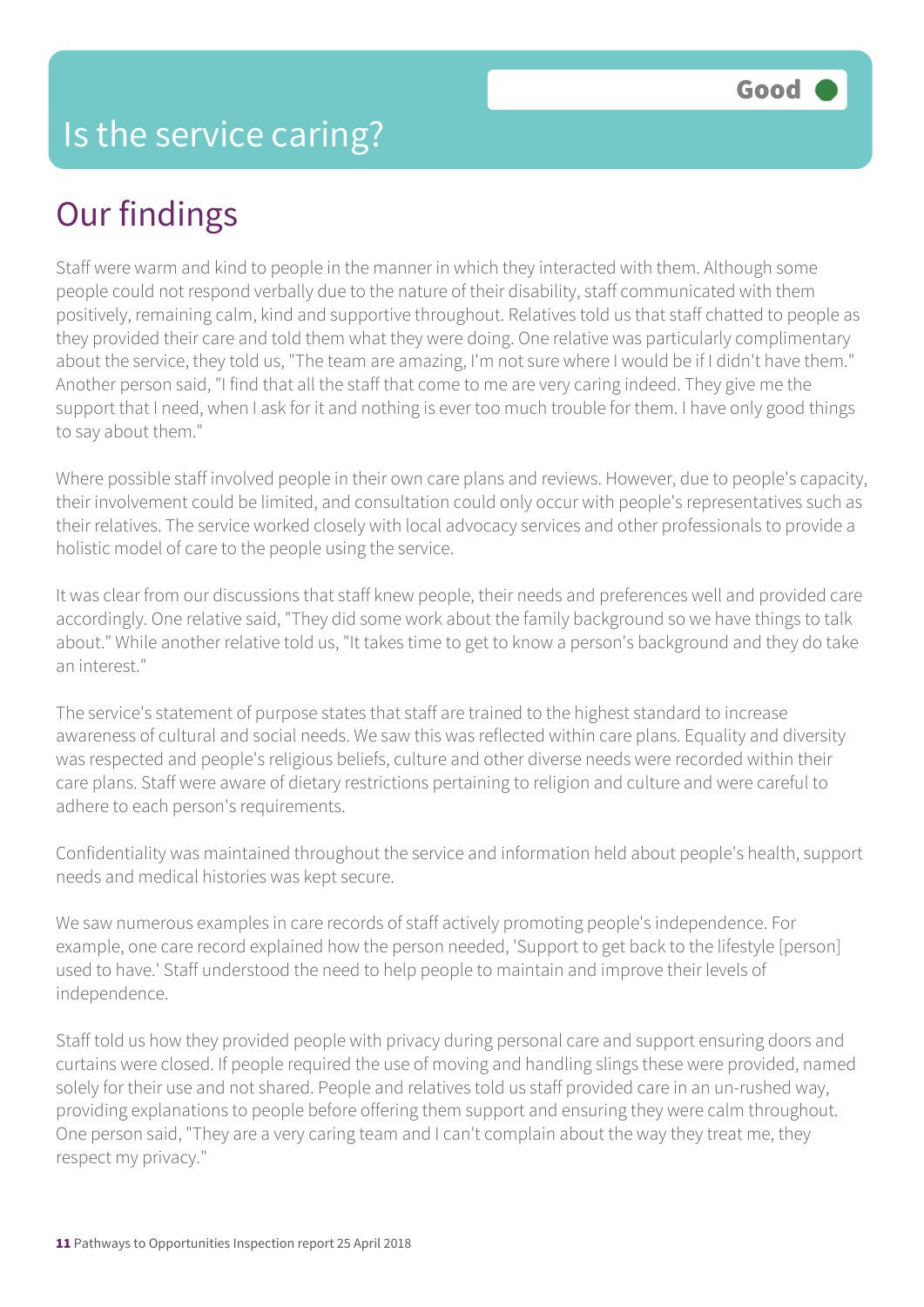# Is the service caring?

Good

## Our findings

Staff were warm and kind to people in the manner in which they interacted with them. Although some people could not respond verbally due to the nature of their disability, staff communicated with them positively, remaining calm, kind and supportive throughout. Relatives told us that staff chatted to people as they provided their care and told them what they were doing. One relative was particularly complimentary about the service, they told us, "The team are amazing, I'm not sure where I would be if I didn't have them." Another person said, "I find that all the staff that come to me are very caring indeed. They give me the support that I need, when I ask for it and nothing is ever too much trouble for them. I have only good things to say about them."

Where possible staff involved people in their own care plans and reviews. However, due to people's capacity, their involvement could be limited, and consultation could only occur with people's representatives such as their relatives. The service worked closely with local advocacy services and other professionals to provide a holistic model of care to the people using the service.

It was clear from our discussions that staff knew people, their needs and preferences well and provided care accordingly. One relative said, "They did some work about the family background so we have things to talk about." While another relative told us, "It takes time to get to know a person's background and they do take an interest."

The service's statement of purpose states that staff are trained to the highest standard to increase awareness of cultural and social needs. We saw this was reflected within care plans. Equality and diversity was respected and people's religious beliefs, culture and other diverse needs were recorded within their care plans. Staff were aware of dietary restrictions pertaining to religion and culture and were careful to adhere to each person's requirements.

Confidentiality was maintained throughout the service and information held about people's health, support needs and medical histories was kept secure.

We saw numerous examples in care records of staff actively promoting people's independence. For example, one care record explained how the person needed, 'Support to get back to the lifestyle [person] used to have.' Staff understood the need to help people to maintain and improve their levels of independence.

Staff told us how they provided people with privacy during personal care and support ensuring doors and curtains were closed. If people required the use of moving and handling slings these were provided, named solely for their use and not shared. People and relatives told us staff provided care in an un-rushed way, providing explanations to people before offering them support and ensuring they were calm throughout. One person said, "They are a very caring team and I can't complain about the way they treat me, they respect my privacy."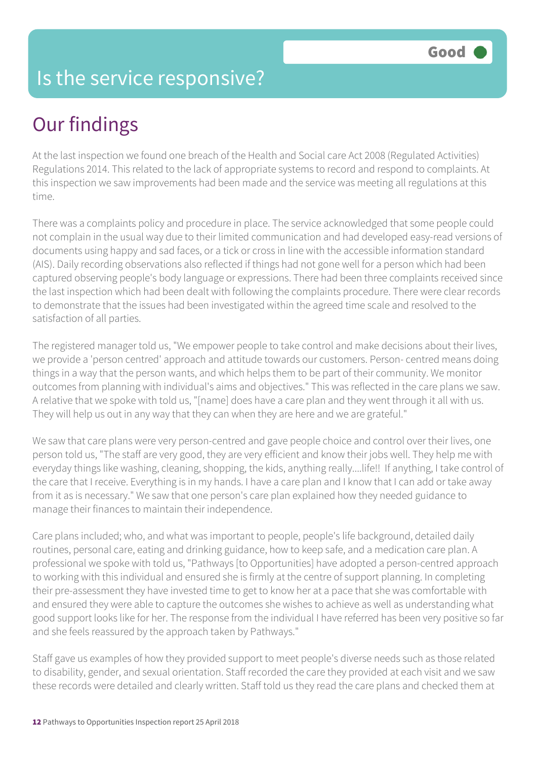Good

# Is the service responsive?

## Our findings

At the last inspection we found one breach of the Health and Social care Act 2008 (Regulated Activities) Regulations 2014. This related to the lack of appropriate systems to record and respond to complaints. At this inspection we saw improvements had been made and the service was meeting all regulations at this time.

There was a complaints policy and procedure in place. The service acknowledged that some people could not complain in the usual way due to their limited communication and had developed easy-read versions of documents using happy and sad faces, or a tick or cross in line with the accessible information standard (AIS). Daily recording observations also reflected if things had not gone well for a person which had been captured observing people's body language or expressions. There had been three complaints received since the last inspection which had been dealt with following the complaints procedure. There were clear records to demonstrate that the issues had been investigated within the agreed time scale and resolved to the satisfaction of all parties.

The registered manager told us, "We empower people to take control and make decisions about their lives, we provide a 'person centred' approach and attitude towards our customers. Person- centred means doing things in a way that the person wants, and which helps them to be part of their community. We monitor outcomes from planning with individual's aims and objectives." This was reflected in the care plans we saw. A relative that we spoke with told us, "[name] does have a care plan and they went through it all with us. They will help us out in any way that they can when they are here and we are grateful."

We saw that care plans were very person-centred and gave people choice and control over their lives, one person told us, "The staff are very good, they are very efficient and know their jobs well. They help me with everyday things like washing, cleaning, shopping, the kids, anything really....life!! If anything, I take control of the care that I receive. Everything is in my hands. I have a care plan and I know that I can add or take away from it as is necessary." We saw that one person's care plan explained how they needed guidance to manage their finances to maintain their independence.

Care plans included; who, and what was important to people, people's life background, detailed daily routines, personal care, eating and drinking guidance, how to keep safe, and a medication care plan. A professional we spoke with told us, "Pathways [to Opportunities] have adopted a person-centred approach to working with this individual and ensured she is firmly at the centre of support planning. In completing their pre-assessment they have invested time to get to know her at a pace that she was comfortable with and ensured they were able to capture the outcomes she wishes to achieve as well as understanding what good support looks like for her. The response from the individual I have referred has been very positive so far and she feels reassured by the approach taken by Pathways."

Staff gave us examples of how they provided support to meet people's diverse needs such as those related to disability, gender, and sexual orientation. Staff recorded the care they provided at each visit and we saw these records were detailed and clearly written. Staff told us they read the care plans and checked them at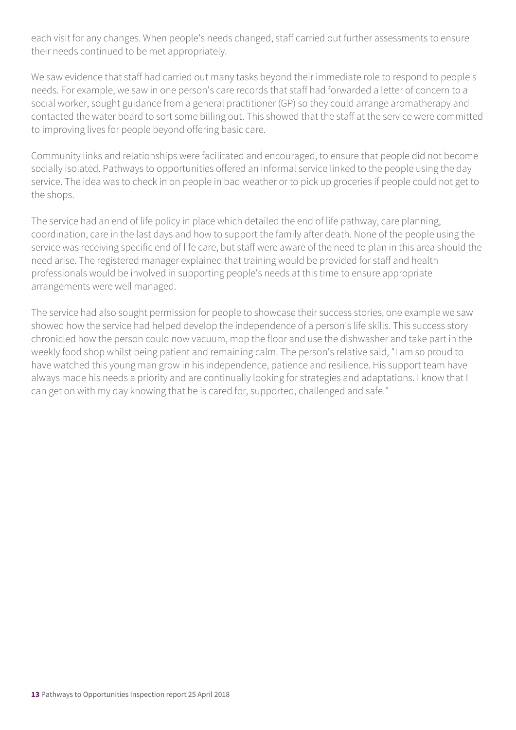each visit for any changes. When people's needs changed, staff carried out further assessments to ensure their needs continued to be met appropriately.

We saw evidence that staff had carried out many tasks beyond their immediate role to respond to people's needs. For example, we saw in one person's care records that staff had forwarded a letter of concern to a social worker, sought guidance from a general practitioner (GP) so they could arrange aromatherapy and contacted the water board to sort some billing out. This showed that the staff at the service were committed to improving lives for people beyond offering basic care.

Community links and relationships were facilitated and encouraged, to ensure that people did not become socially isolated. Pathways to opportunities offered an informal service linked to the people using the day service. The idea was to check in on people in bad weather or to pick up groceries if people could not get to the shops.

The service had an end of life policy in place which detailed the end of life pathway, care planning, coordination, care in the last days and how to support the family after death. None of the people using the service was receiving specific end of life care, but staff were aware of the need to plan in this area should the need arise. The registered manager explained that training would be provided for staff and health professionals would be involved in supporting people's needs at this time to ensure appropriate arrangements were well managed.

The service had also sought permission for people to showcase their success stories, one example we saw showed how the service had helped develop the independence of a person's life skills. This success story chronicled how the person could now vacuum, mop the floor and use the dishwasher and take part in the weekly food shop whilst being patient and remaining calm. The person's relative said, "I am so proud to have watched this young man grow in his independence, patience and resilience. His support team have always made his needs a priority and are continually looking for strategies and adaptations. I know that I can get on with my day knowing that he is cared for, supported, challenged and safe."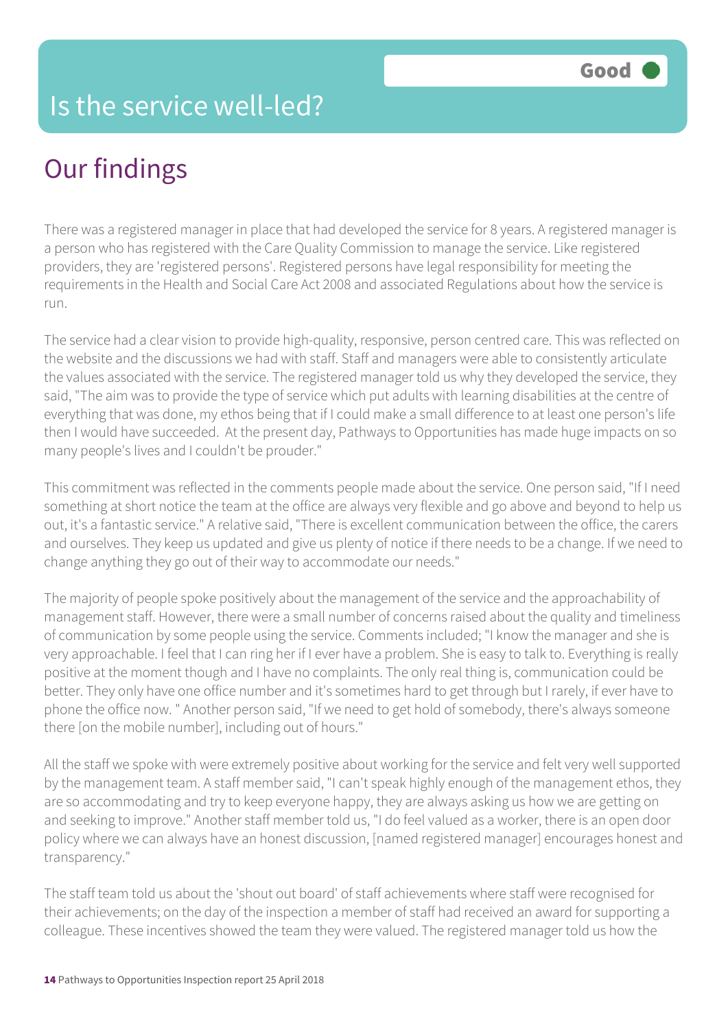# Is the service well-led?

Good

## Our findings

There was a registered manager in place that had developed the service for 8 years. A registered manager is a person who has registered with the Care Quality Commission to manage the service. Like registered providers, they are 'registered persons'. Registered persons have legal responsibility for meeting the requirements in the Health and Social Care Act 2008 and associated Regulations about how the service is run.

The service had a clear vision to provide high-quality, responsive, person centred care. This was reflected on the website and the discussions we had with staff. Staff and managers were able to consistently articulate the values associated with the service. The registered manager told us why they developed the service, they said, "The aim was to provide the type of service which put adults with learning disabilities at the centre of everything that was done, my ethos being that if I could make a small difference to at least one person's life then I would have succeeded. At the present day, Pathways to Opportunities has made huge impacts on so many people's lives and I couldn't be prouder."

This commitment was reflected in the comments people made about the service. One person said, "If I need something at short notice the team at the office are always very flexible and go above and beyond to help us out, it's a fantastic service." A relative said, "There is excellent communication between the office, the carers and ourselves. They keep us updated and give us plenty of notice if there needs to be a change. If we need to change anything they go out of their way to accommodate our needs."

The majority of people spoke positively about the management of the service and the approachability of management staff. However, there were a small number of concerns raised about the quality and timeliness of communication by some people using the service. Comments included; "I know the manager and she is very approachable. I feel that I can ring her if I ever have a problem. She is easy to talk to. Everything is really positive at the moment though and I have no complaints. The only real thing is, communication could be better. They only have one office number and it's sometimes hard to get through but I rarely, if ever have to phone the office now. " Another person said, "If we need to get hold of somebody, there's always someone there [on the mobile number], including out of hours."

All the staff we spoke with were extremely positive about working for the service and felt very well supported by the management team. A staff member said, "I can't speak highly enough of the management ethos, they are so accommodating and try to keep everyone happy, they are always asking us how we are getting on and seeking to improve." Another staff member told us, "I do feel valued as a worker, there is an open door policy where we can always have an honest discussion, [named registered manager] encourages honest and transparency."

The staff team told us about the 'shout out board' of staff achievements where staff were recognised for their achievements; on the day of the inspection a member of staff had received an award for supporting a colleague. These incentives showed the team they were valued. The registered manager told us how the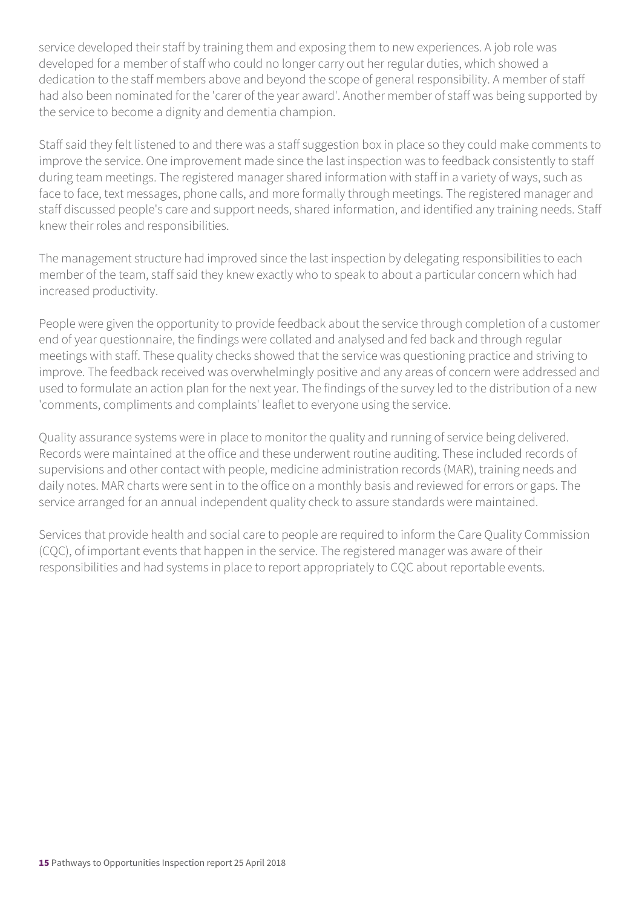service developed their staff by training them and exposing them to new experiences. A job role was developed for a member of staff who could no longer carry out her regular duties, which showed a dedication to the staff members above and beyond the scope of general responsibility. A member of staff had also been nominated for the 'carer of the year award'. Another member of staff was being supported by the service to become a dignity and dementia champion.

Staff said they felt listened to and there was a staff suggestion box in place so they could make comments to improve the service. One improvement made since the last inspection was to feedback consistently to staff during team meetings. The registered manager shared information with staff in a variety of ways, such as face to face, text messages, phone calls, and more formally through meetings. The registered manager and staff discussed people's care and support needs, shared information, and identified any training needs. Staff knew their roles and responsibilities.

The management structure had improved since the last inspection by delegating responsibilities to each member of the team, staff said they knew exactly who to speak to about a particular concern which had increased productivity.

People were given the opportunity to provide feedback about the service through completion of a customer end of year questionnaire, the findings were collated and analysed and fed back and through regular meetings with staff. These quality checks showed that the service was questioning practice and striving to improve. The feedback received was overwhelmingly positive and any areas of concern were addressed and used to formulate an action plan for the next year. The findings of the survey led to the distribution of a new 'comments, compliments and complaints' leaflet to everyone using the service.

Quality assurance systems were in place to monitor the quality and running of service being delivered. Records were maintained at the office and these underwent routine auditing. These included records of supervisions and other contact with people, medicine administration records (MAR), training needs and daily notes. MAR charts were sent in to the office on a monthly basis and reviewed for errors or gaps. The service arranged for an annual independent quality check to assure standards were maintained.

Services that provide health and social care to people are required to inform the Care Quality Commission (CQC), of important events that happen in the service. The registered manager was aware of their responsibilities and had systems in place to report appropriately to CQC about reportable events.